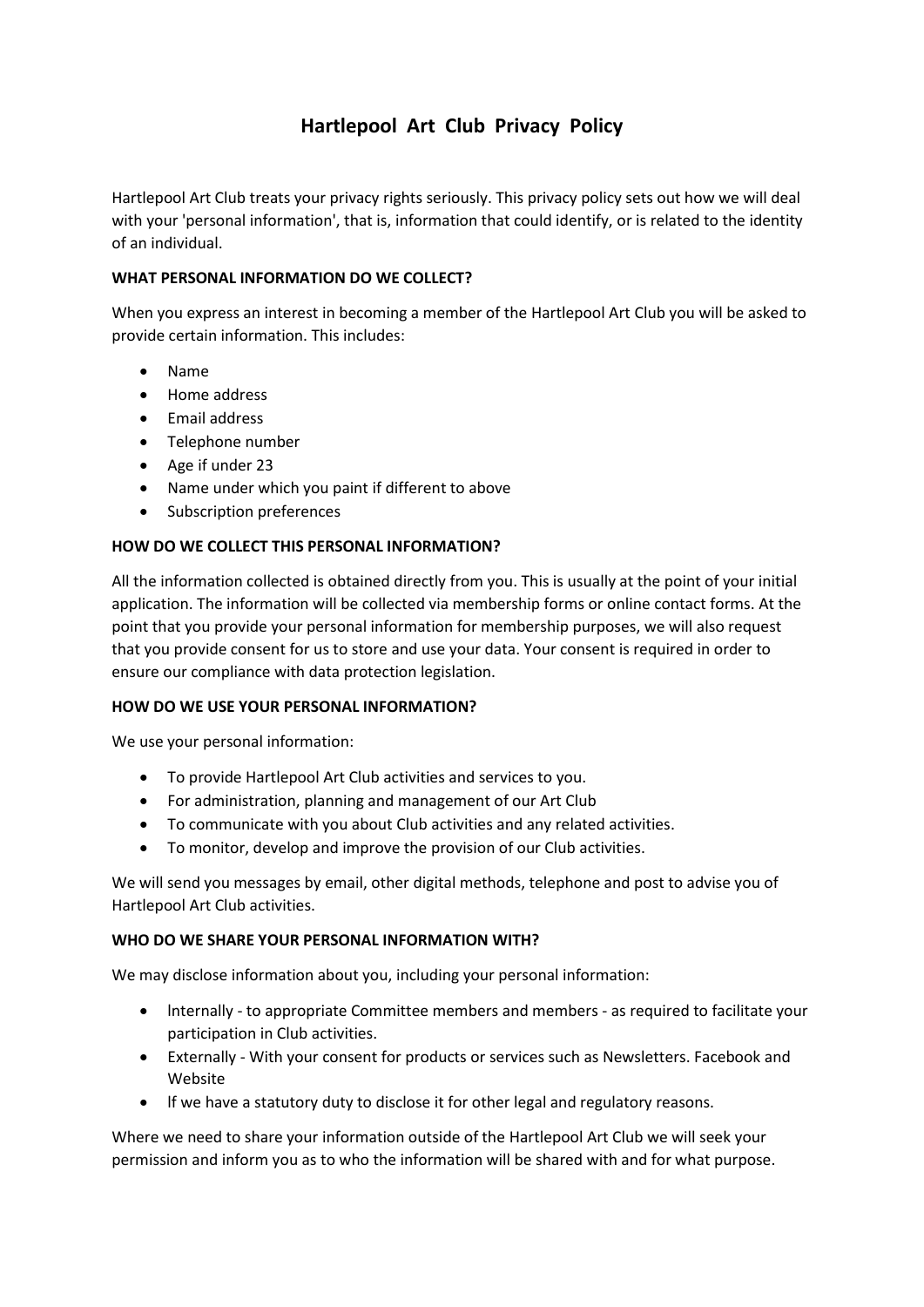# Hartlepool Art Club Privacy Policy

Hartlepool Art Club treats your privacy rights seriously. This privacy policy sets out how we will deal with your 'personal information', that is, information that could identify, or is related to the identity of an individual.

**WHAT PERSONAL INFORMATION DO WE COLLECT?**

When you express an interest in becoming a member of the Hartlepool Art Club you will be asked to provide certain information. This includes:

- Name
- Home address
- Email address
- Telephone number
- Age if under 23
- Name under which you paint if different to above
- Subscription preferences

**HOW DO WE COLLECT THIS PERSONAL INFORMATION?**

All the information collected is obtained directly from you. This is usually at the point of your initial application. The information will be collected via membership forms or online contact forms. At the point that you provide your personal information for membership purposes, we will also request that you provide consent for us to store and use your data. Your consent is required in order to ensure our compliance with data protection legislation.

**HOW DO WE USE YOUR PERSONAL INFORMATION?**

We use your personal information:

- To provide Hartlepool Art Club activities and services to you.
- For administration, planning and management of our Art Club
- To communicate with you about Club activities and any related activities.
- To monitor, develop and improve the provision of our Club activities.

We will send you messages by email, other digital methods, telephone and post to advise you of Hartlepool Art Club activities.

**WHO DO WE SHARE YOUR PERSONAL INFORMATION WITH?**

We may disclose information about you, including your personal information:

- lnternally - to appropriate Committee members and members - as required to facilitate your participation in Club activities.
- Externally - With your consent for products or services such as Newsletters. Facebook and Website
- lf we have a statutory duty to disclose it for other legal and regulatory reasons.

Where we need to share your information outside of the Hartlepool Art Club we will seek your permission and inform you as to who the information will be shared with and for what purpose.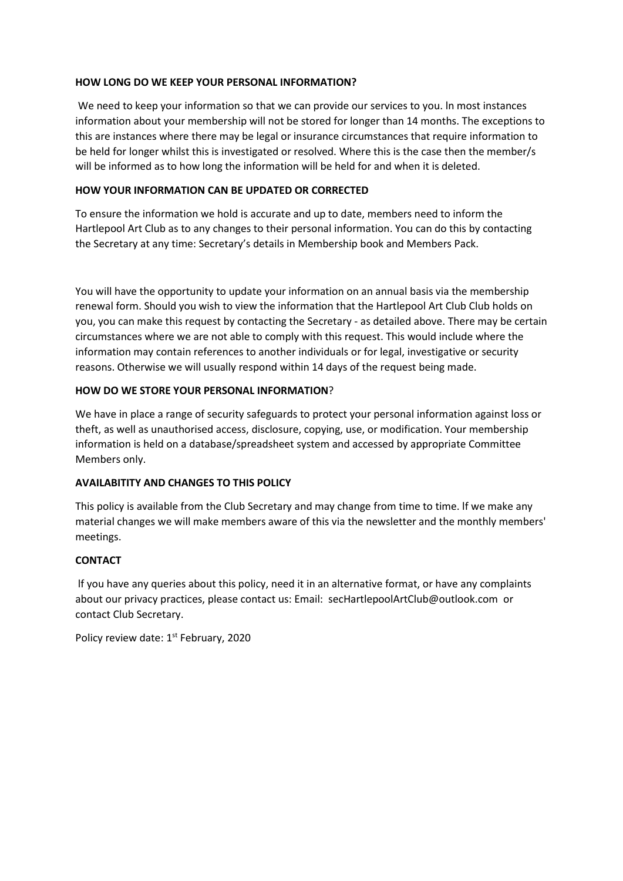**HOW LONG DO WE KEEP YOUR PERSONAL INFORMATION?**

We need to keep your information so that we can provide our services to you. In most instances information about your membership will not be stored for longer than 14 months. The exceptions to this are instances where there may be legal or insurance circumstances that require information to be held for longer whilst this is investigated or resolved. Where this is the case then the member/s will be informed as to how long the information will be held for and when it is deleted.

**HOW YOUR INFORMATION CAN BE UPDATED OR CORRECTED**

To ensure the information we hold is accurate and up to date, members need to inform the Hartlepool Art Club as to any changes to their personal information. You can do this by contacting the Secretary at any time: Secretary's details in Membership book and Members Pack.

You will have the opportunity to update your information on an annual basis via the membership renewal form. Should you wish to view the information that the Hartlepool Art Club Club holds on you, you can make this request by contacting the Secretary - as detailed above. There may be certain circumstances where we are not able to comply with this request. This would include where the information may contain references to another individuals or for legal, investigative or security reasons. Otherwise we will usually respond within 14 days of the request being made.

**HOW DO WE STORE YOUR PERSONAL INFORMATION**?

We have in place a range of security safeguards to protect your personal information against loss or theft, as well as unauthorised access, disclosure, copying, use, or modification. Your membership information is held on a database/spreadsheet system and accessed by appropriate Committee Members only.

**AVAILABITITY AND CHANGES TO THIS POLICY**

This policy is available from the Club Secretary and may change from time to time. If we make any material changes we will make members aware of this via the newsletter and the monthly members' meetings.

**CONTACT**

If you have any queries about this policy, need it in an alternative format, or have any complaints about our privacy practices, please contact us: Email: secHartlepoolArtClub@outlook.com or contact Club Secretary.

Policy review date: 1st February, 2020